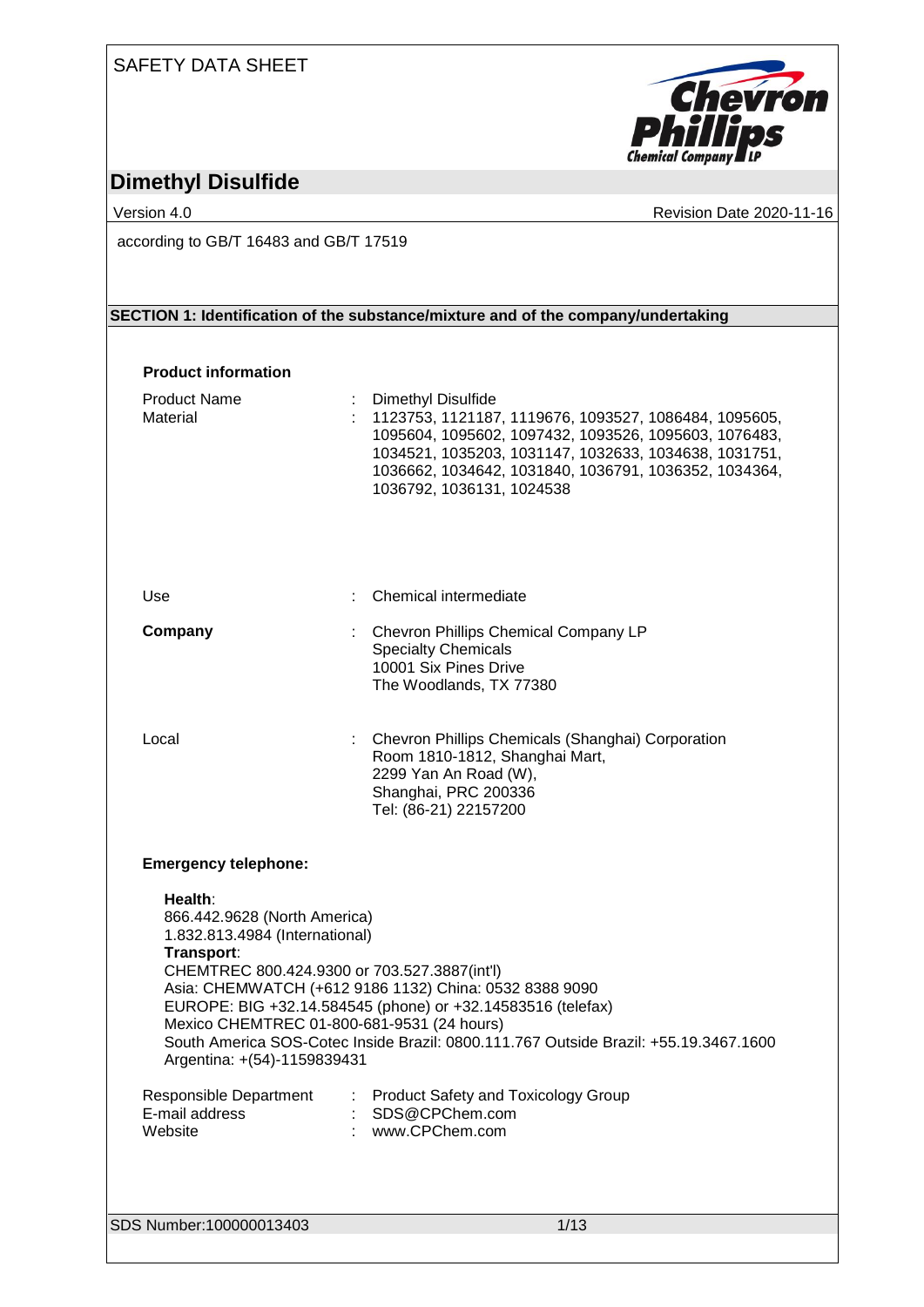SAFETY DATA SHEET

# Dimethyl Disulfide

Version 4.0 | Revision Date 2020-11-16

according to GB/T 16483 and GB/T 17519

## SECTION 1: Identification of the substance/mixture and of the company/undertaking

### Product information

Product Name : Dimethyl Disulfide

Material : 1123753, 1121187, 1119676, 1093527, 1086484, 1095605, 1095604, 1095602, 1097432, 1093526, 1095603, 1076483, 1034521, 1035203, 1031147, 1032633, 1034638, 1031751, 1036662, 1034642, 1031840, 1036791, 1036352, 1034364, 1036792, 1036131, 1024538

Use : Chemical intermediate

**Company** : Chevron Phillips Chemical Company LP
Specialty Chemicals
10001 Six Pines Drive
The Woodlands, TX 77380

Local : Chevron Phillips Chemicals (Shanghai) Corporation
Room 1810-1812, Shanghai Mart,
2299 Yan An Road (W),
Shanghai, PRC 200336
Tel: (86-21) 22157200

**Emergency telephone:**

**Health**:
866.442.9628 (North America)
1.832.813.4984 (International)
**Transport**:
CHEMTREC 800.424.9300 or 703.527.3887(int'l)
Asia: CHEMWATCH (+612 9186 1132) China: 0532 8388 9090
EUROPE: BIG +32.14.584545 (phone) or +32.14583516 (telefax)
Mexico CHEMTREC 01-800-681-9531 (24 hours)
South America SOS-Cotec Inside Brazil: 0800.111.767 Outside Brazil: +55.19.3467.1600
Argentina: +(54)-1159839431

Responsible Department : Product Safety and Toxicology Group
E-mail address : SDS@CPChem.com
Website : www.CPChem.com

SDS Number:100000013403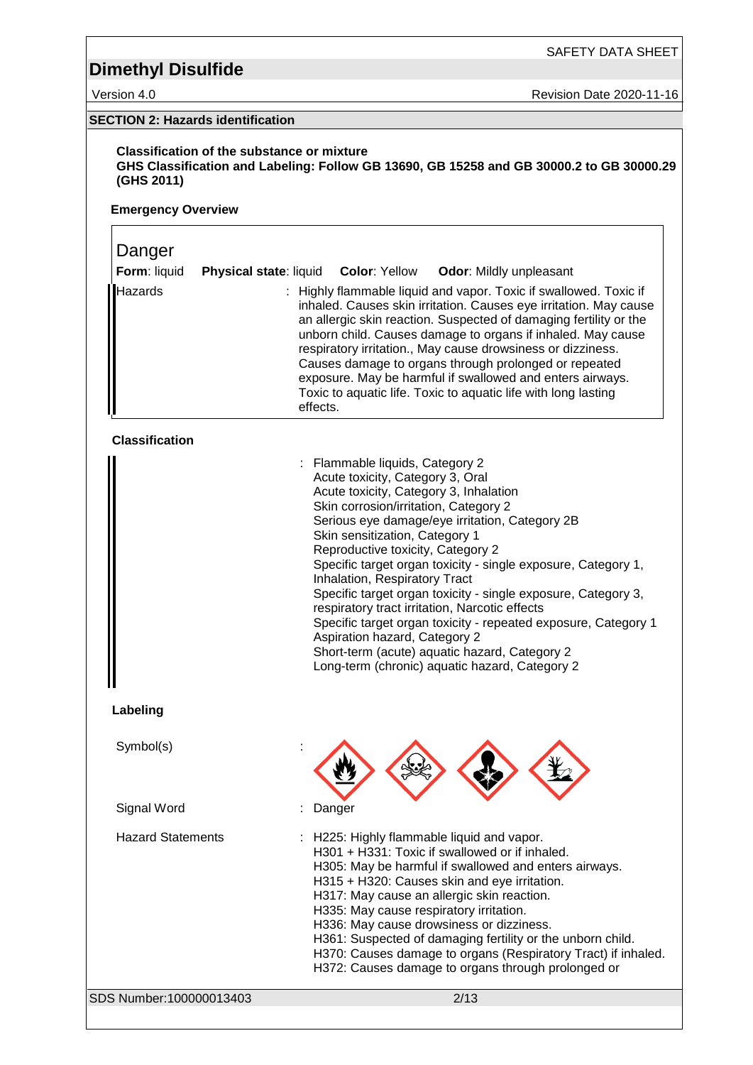## SECTION 2: Hazards identification

**Classification of the substance or mixture**
**GHS Classification and Labeling: Follow GB 13690, GB 15258 and GB 30000.2 to GB 30000.29 (GHS 2011)**

**Emergency Overview**

Danger

**Form**: liquid **Physical state**: liquid **Color**: Yellow **Odor**: Mildly unpleasant

Hazards : Highly flammable liquid and vapor. Toxic if swallowed. Toxic if inhaled. Causes skin irritation. Causes eye irritation. May cause an allergic skin reaction. Suspected of damaging fertility or the unborn child. Causes damage to organs if inhaled. May cause respiratory irritation., May cause drowsiness or dizziness. Causes damage to organs through prolonged or repeated exposure. May be harmful if swallowed and enters airways. Toxic to aquatic life. Toxic to aquatic life with long lasting effects.

**Classification**

: Flammable liquids, Category 2
Acute toxicity, Category 3, Oral
Acute toxicity, Category 3, Inhalation
Skin corrosion/irritation, Category 2
Serious eye damage/eye irritation, Category 2B
Skin sensitization, Category 1
Reproductive toxicity, Category 2
Specific target organ toxicity - single exposure, Category 1, Inhalation, Respiratory Tract
Specific target organ toxicity - single exposure, Category 3, respiratory tract irritation, Narcotic effects
Specific target organ toxicity - repeated exposure, Category 1
Aspiration hazard, Category 2
Short-term (acute) aquatic hazard, Category 2
Long-term (chronic) aquatic hazard, Category 2

**Labeling**

Symbol(s) :

Signal Word : Danger

Hazard Statements : H225: Highly flammable liquid and vapor.
H301 + H331: Toxic if swallowed or if inhaled.
H305: May be harmful if swallowed and enters airways.
H315 + H320: Causes skin and eye irritation.
H317: May cause an allergic skin reaction.
H335: May cause respiratory irritation.
H336: May cause drowsiness or dizziness.
H361: Suspected of damaging fertility or the unborn child.
H370: Causes damage to organs (Respiratory Tract) if inhaled.
H372: Causes damage to organs through prolonged or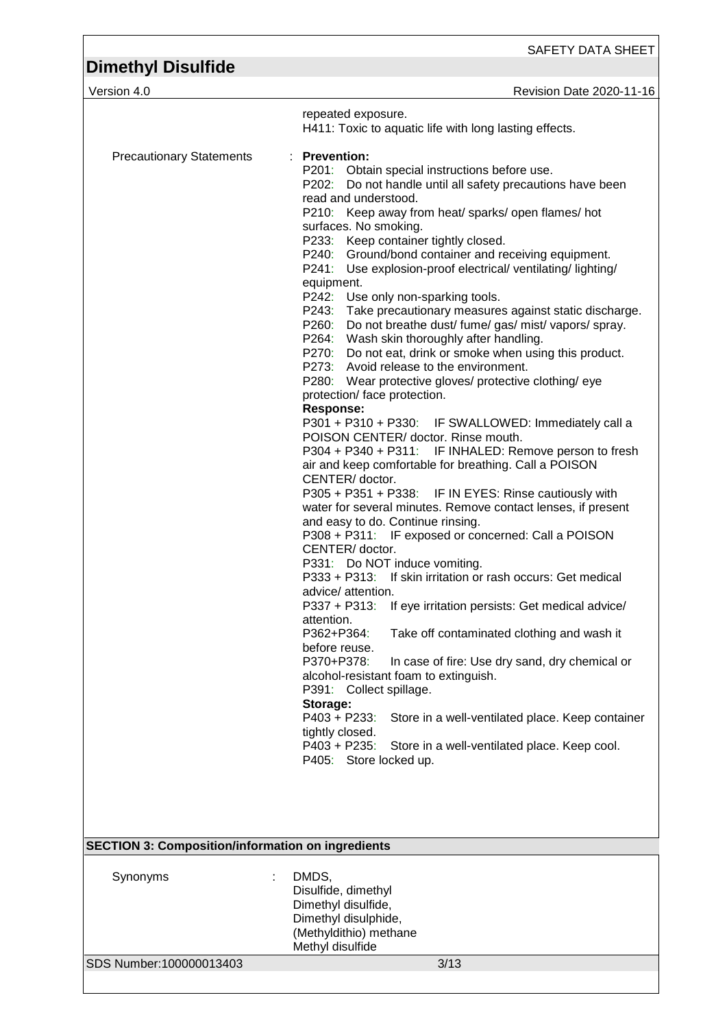repeated exposure.
H411: Toxic to aquatic life with long lasting effects.

Precautionary Statements : **Prevention:**

P201: Obtain special instructions before use.
P202: Do not handle until all safety precautions have been read and understood.
P210: Keep away from heat/ sparks/ open flames/ hot surfaces. No smoking.
P233: Keep container tightly closed.
P240: Ground/bond container and receiving equipment.
P241: Use explosion-proof electrical/ ventilating/ lighting/ equipment.
P242: Use only non-sparking tools.
P243: Take precautionary measures against static discharge.
P260: Do not breathe dust/ fume/ gas/ mist/ vapors/ spray.
P264: Wash skin thoroughly after handling.
P270: Do not eat, drink or smoke when using this product.
P273: Avoid release to the environment.
P280: Wear protective gloves/ protective clothing/ eye protection/ face protection.

**Response:**

P301 + P310 + P330: IF SWALLOWED: Immediately call a POISON CENTER/ doctor. Rinse mouth.
P304 + P340 + P311: IF INHALED: Remove person to fresh air and keep comfortable for breathing. Call a POISON CENTER/ doctor.
P305 + P351 + P338: IF IN EYES: Rinse cautiously with water for several minutes. Remove contact lenses, if present and easy to do. Continue rinsing.
P308 + P311: IF exposed or concerned: Call a POISON CENTER/ doctor.
P331: Do NOT induce vomiting.
P333 + P313: If skin irritation or rash occurs: Get medical advice/ attention.
P337 + P313: If eye irritation persists: Get medical advice/ attention.
P362+P364: Take off contaminated clothing and wash it before reuse.
P370+P378: In case of fire: Use dry sand, dry chemical or alcohol-resistant foam to extinguish.
P391: Collect spillage.

**Storage:**

P403 + P233: Store in a well-ventilated place. Keep container tightly closed.
P403 + P235: Store in a well-ventilated place. Keep cool.
P405: Store locked up.

## SECTION 3: Composition/information on ingredients

Synonyms : DMDS,
Disulfide, dimethyl
Dimethyl disulfide,
Dimethyl disulphide,
(Methyldithio) methane
Methyl disulfide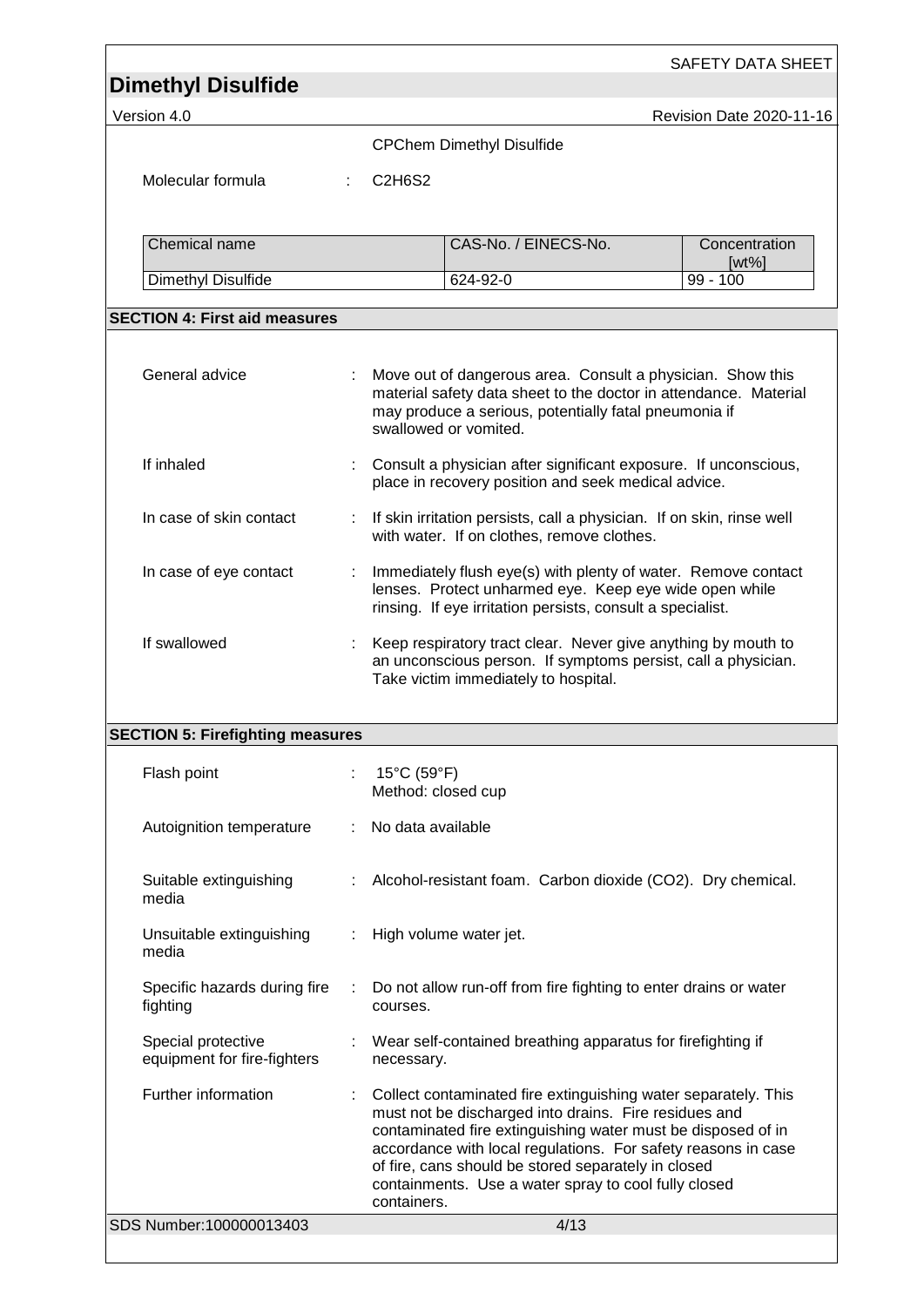CPChem Dimethyl Disulfide

Molecular formula : $C_2H_6S_2$

| Chemical name | CAS-No. / EINECS-No. | Concentration [wt%] |
|---|---|---|
| Dimethyl Disulfide | 624-92-0 | 99 - 100 |

## SECTION 4: First aid measures

General advice : Move out of dangerous area. Consult a physician. Show this material safety data sheet to the doctor in attendance. Material may produce a serious, potentially fatal pneumonia if swallowed or vomited.

If inhaled : Consult a physician after significant exposure. If unconscious, place in recovery position and seek medical advice.

In case of skin contact : If skin irritation persists, call a physician. If on skin, rinse well with water. If on clothes, remove clothes.

In case of eye contact : Immediately flush eye(s) with plenty of water. Remove contact lenses. Protect unharmed eye. Keep eye wide open while rinsing. If eye irritation persists, consult a specialist.

If swallowed : Keep respiratory tract clear. Never give anything by mouth to an unconscious person. If symptoms persist, call a physician. Take victim immediately to hospital.

## SECTION 5: Firefighting measures

Flash point : 15°C (59°F)
Method: closed cup

Autoignition temperature : No data available

Suitable extinguishing media : Alcohol-resistant foam. Carbon dioxide ($CO_2$). Dry chemical.

Unsuitable extinguishing media : High volume water jet.

Specific hazards during fire fighting : Do not allow run-off from fire fighting to enter drains or water courses.

Special protective equipment for fire-fighters : Wear self-contained breathing apparatus for firefighting if necessary.

Further information : Collect contaminated fire extinguishing water separately. This must not be discharged into drains. Fire residues and contaminated fire extinguishing water must be disposed of in accordance with local regulations. For safety reasons in case of fire, cans should be stored separately in closed containments. Use a water spray to cool fully closed containers.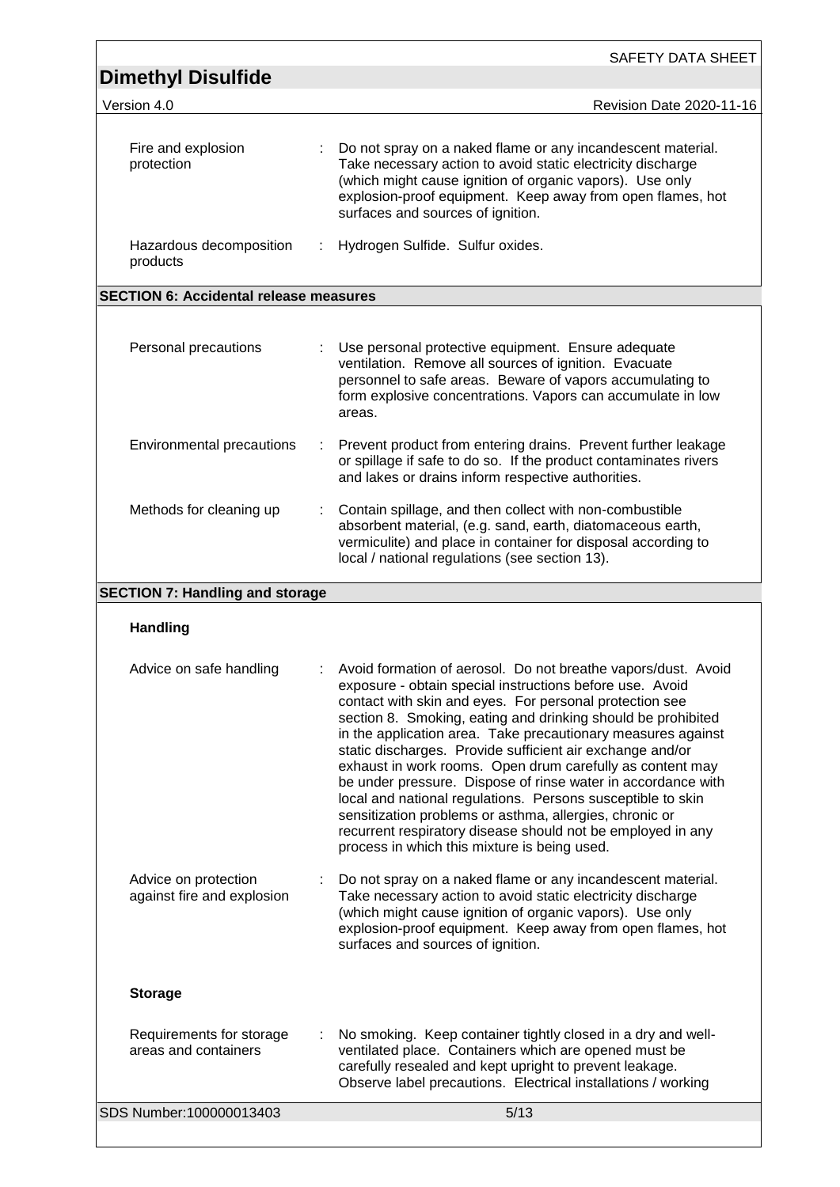| | |
|---|---|
| Fire and explosion protection | : Do not spray on a naked flame or any incandescent material. Take necessary action to avoid static electricity discharge (which might cause ignition of organic vapors). Use only explosion-proof equipment. Keep away from open flames, hot surfaces and sources of ignition. |
| Hazardous decomposition products | : Hydrogen Sulfide. Sulfur oxides. |

## SECTION 6: Accidental release measures

| | |
|---|---|
| Personal precautions | : Use personal protective equipment. Ensure adequate ventilation. Remove all sources of ignition. Evacuate personnel to safe areas. Beware of vapors accumulating to form explosive concentrations. Vapors can accumulate in low areas. |
| Environmental precautions | : Prevent product from entering drains. Prevent further leakage or spillage if safe to do so. If the product contaminates rivers and lakes or drains inform respective authorities. |
| Methods for cleaning up | : Contain spillage, and then collect with non-combustible absorbent material, (e.g. sand, earth, diatomaceous earth, vermiculite) and place in container for disposal according to local / national regulations (see section 13). |

## SECTION 7: Handling and storage

### Handling

| | |
|---|---|
| Advice on safe handling | : Avoid formation of aerosol. Do not breathe vapors/dust. Avoid exposure - obtain special instructions before use. Avoid contact with skin and eyes. For personal protection see section 8. Smoking, eating and drinking should be prohibited in the application area. Take precautionary measures against static discharges. Provide sufficient air exchange and/or exhaust in work rooms. Open drum carefully as content may be under pressure. Dispose of rinse water in accordance with local and national regulations. Persons susceptible to skin sensitization problems or asthma, allergies, chronic or recurrent respiratory disease should not be employed in any process in which this mixture is being used. |
| Advice on protection against fire and explosion | : Do not spray on a naked flame or any incandescent material. Take necessary action to avoid static electricity discharge (which might cause ignition of organic vapors). Use only explosion-proof equipment. Keep away from open flames, hot surfaces and sources of ignition. |

### Storage

| | |
|---|---|
| Requirements for storage areas and containers | : No smoking. Keep container tightly closed in a dry and well-ventilated place. Containers which are opened must be carefully resealed and kept upright to prevent leakage. Observe label precautions. Electrical installations / working |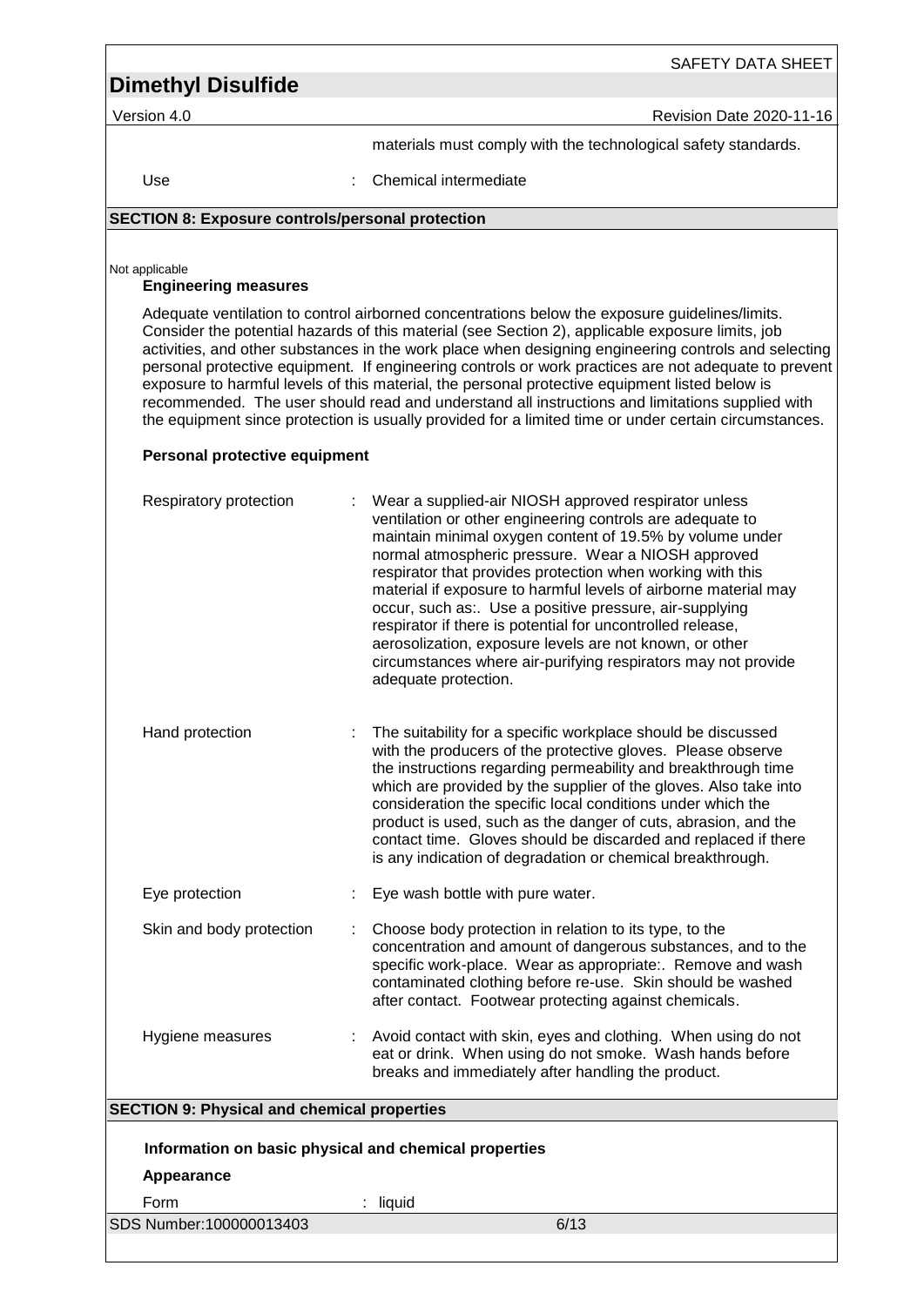materials must comply with the technological safety standards.

| | | |
|---|---|---|
| Use | : | Chemical intermediate |

## SECTION 8: Exposure controls/personal protection

Not applicable

### Engineering measures

Adequate ventilation to control airborned concentrations below the exposure guidelines/limits. Consider the potential hazards of this material (see Section 2), applicable exposure limits, job activities, and other substances in the work place when designing engineering controls and selecting personal protective equipment. If engineering controls or work practices are not adequate to prevent exposure to harmful levels of this material, the personal protective equipment listed below is recommended. The user should read and understand all instructions and limitations supplied with the equipment since protection is usually provided for a limited time or under certain circumstances.

### Personal protective equipment

| | | |
|---|---|---|
| Respiratory protection | : | Wear a supplied-air NIOSH approved respirator unless ventilation or other engineering controls are adequate to maintain minimal oxygen content of 19.5% by volume under normal atmospheric pressure. Wear a NIOSH approved respirator that provides protection when working with this material if exposure to harmful levels of airborne material may occur, such as:. Use a positive pressure, air-supplying respirator if there is potential for uncontrolled release, aerosolization, exposure levels are not known, or other circumstances where air-purifying respirators may not provide adequate protection. |
| Hand protection | : | The suitability for a specific workplace should be discussed with the producers of the protective gloves. Please observe the instructions regarding permeability and breakthrough time which are provided by the supplier of the gloves. Also take into consideration the specific local conditions under which the product is used, such as the danger of cuts, abrasion, and the contact time. Gloves should be discarded and replaced if there is any indication of degradation or chemical breakthrough. |
| Eye protection | : | Eye wash bottle with pure water. |
| Skin and body protection | : | Choose body protection in relation to its type, to the concentration and amount of dangerous substances, and to the specific work-place. Wear as appropriate:. Remove and wash contaminated clothing before re-use. Skin should be washed after contact. Footwear protecting against chemicals. |
| Hygiene measures | : | Avoid contact with skin, eyes and clothing. When using do not eat or drink. When using do not smoke. Wash hands before breaks and immediately after handling the product. |

## SECTION 9: Physical and chemical properties

### Information on basic physical and chemical properties

**Appearance**

| | | |
|---|---|---|
| Form | : | liquid |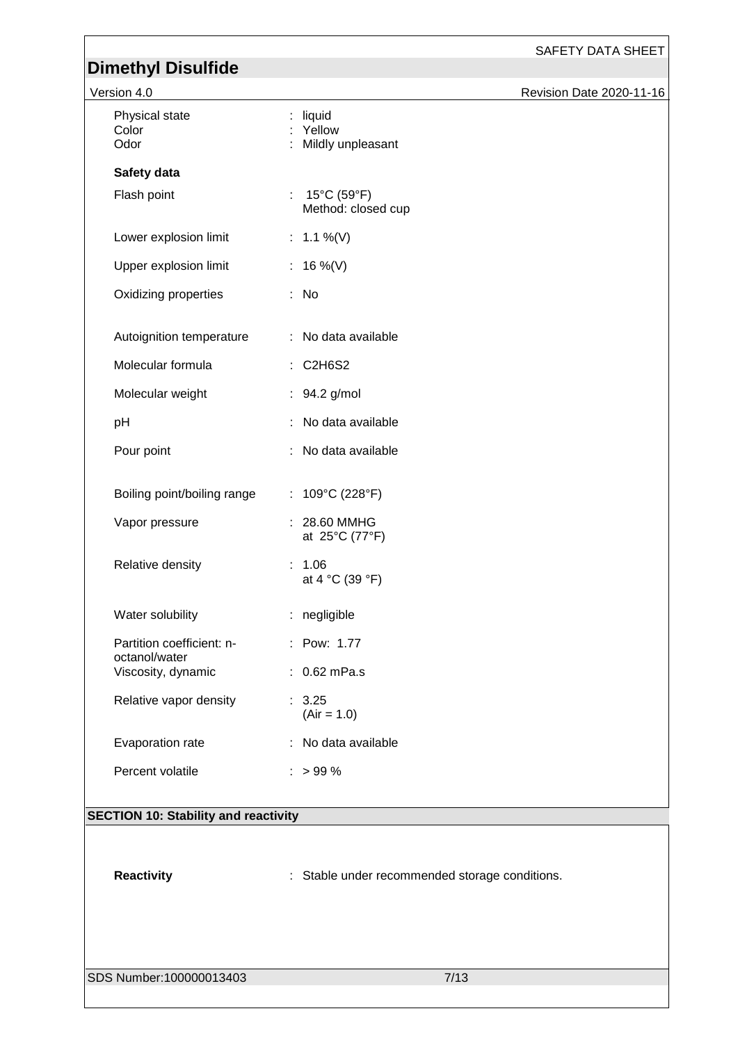| | | |
|---|---|---|
| Physical state | : | liquid |
| Color | : | Yellow |
| Odor | : | Mildly unpleasant |

**Safety data**

| | | |
|---|---|---|
| Flash point | : | 15°C (59°F) Method: closed cup |
| Lower explosion limit | : | 1.1 %(V) |
| Upper explosion limit | : | 16 %(V) |
| Oxidizing properties | : | No |
| Autoignition temperature | : | No data available |
| Molecular formula | : | $C_2H_6S_2$ |
| Molecular weight | : | 94.2 g/mol |
| pH | : | No data available |
| Pour point | : | No data available |
| Boiling point/boiling range | : | 109°C (228°F) |
| Vapor pressure | : | 28.60 MMHG at 25°C (77°F) |
| Relative density | : | 1.06 at 4 °C (39 °F) |
| Water solubility | : | negligible |
| Partition coefficient: n-octanol/water | : | Pow: 1.77 |
| Viscosity, dynamic | : | 0.62 mPa.s |
| Relative vapor density | : | 3.25 (Air = 1.0) |
| Evaporation rate | : | No data available |
| Percent volatile | : | > 99 % |

## SECTION 10: Stability and reactivity

| | | |
|---|---|---|
| **Reactivity** | : | Stable under recommended storage conditions. |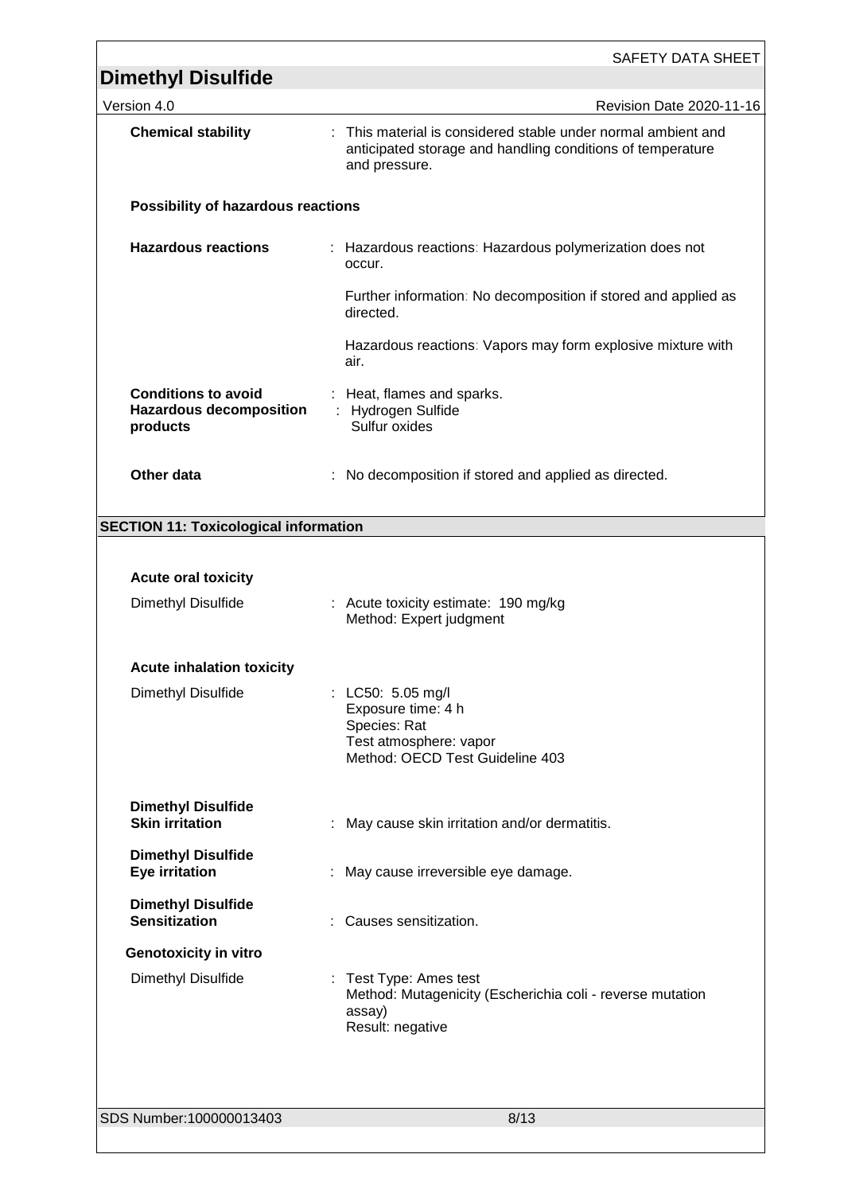**Chemical stability** : This material is considered stable under normal ambient and anticipated storage and handling conditions of temperature and pressure.

**Possibility of hazardous reactions**

**Hazardous reactions** : Hazardous reactions: Hazardous polymerization does not occur.

Further information: No decomposition if stored and applied as directed.

Hazardous reactions: Vapors may form explosive mixture with air.

**Conditions to avoid** : Heat, flames and sparks.

**Hazardous decomposition products** : Hydrogen Sulfide
Sulfur oxides

**Other data** : No decomposition if stored and applied as directed.

## SECTION 11: Toxicological information

**Acute oral toxicity**

Dimethyl Disulfide : Acute toxicity estimate: 190 mg/kg
Method: Expert judgment

**Acute inhalation toxicity**

Dimethyl Disulfide : LC50: 5.05 mg/l
Exposure time: 4 h
Species: Rat
Test atmosphere: vapor
Method: OECD Test Guideline 403

**Dimethyl Disulfide**
**Skin irritation** : May cause skin irritation and/or dermatitis.

**Dimethyl Disulfide**
**Eye irritation** : May cause irreversible eye damage.

**Dimethyl Disulfide**
**Sensitization** : Causes sensitization.

**Genotoxicity in vitro**

Dimethyl Disulfide : Test Type: Ames test
Method: Mutagenicity (Escherichia coli - reverse mutation assay)
Result: negative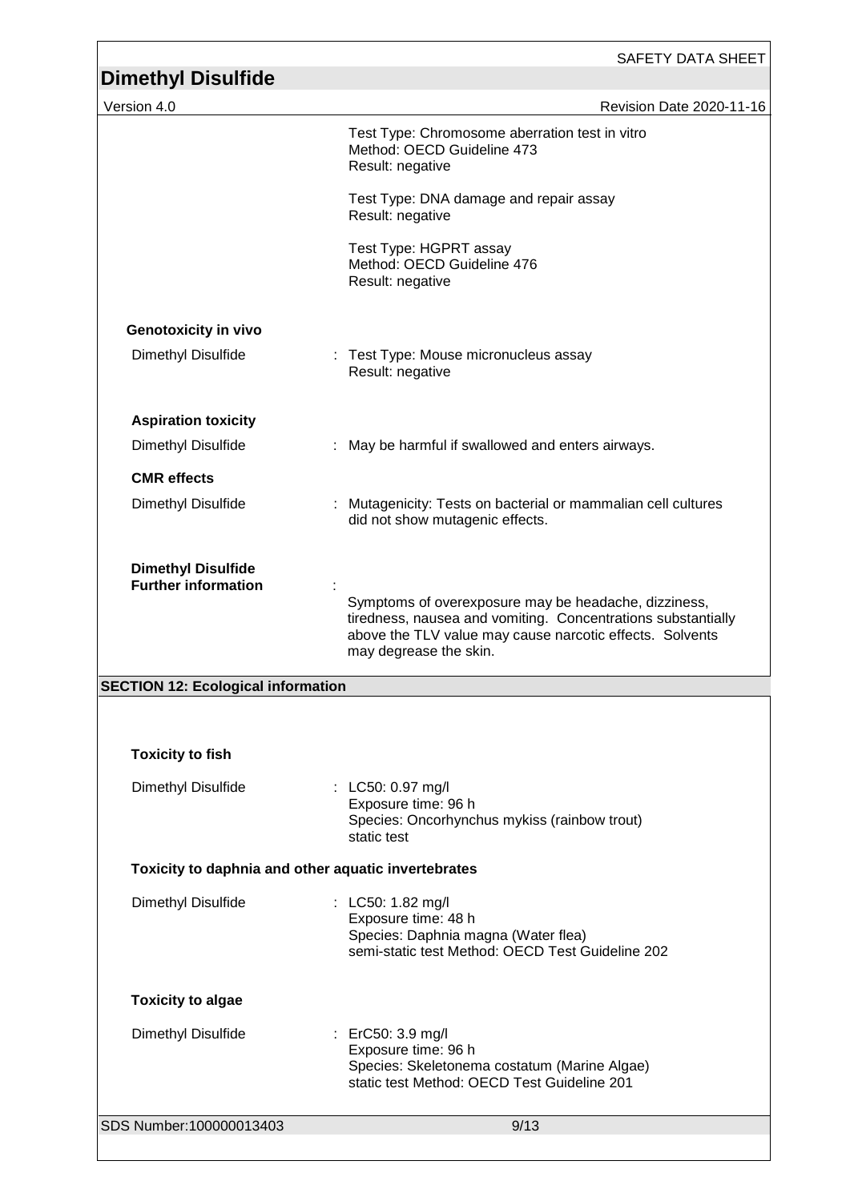Test Type: Chromosome aberration test in vitro
Method: OECD Guideline 473
Result: negative

Test Type: DNA damage and repair assay
Result: negative

Test Type: HGPRT assay
Method: OECD Guideline 476
Result: negative

**Genotoxicity in vivo**

Dimethyl Disulfide : Test Type: Mouse micronucleus assay
Result: negative

**Aspiration toxicity**

Dimethyl Disulfide : May be harmful if swallowed and enters airways.

**CMR effects**

Dimethyl Disulfide : Mutagenicity: Tests on bacterial or mammalian cell cultures did not show mutagenic effects.

**Dimethyl Disulfide**
**Further information** :
Symptoms of overexposure may be headache, dizziness, tiredness, nausea and vomiting. Concentrations substantially above the TLV value may cause narcotic effects. Solvents may degrease the skin.

## SECTION 12: Ecological information

**Toxicity to fish**

Dimethyl Disulfide : LC50: 0.97 mg/l
Exposure time: 96 h
Species: Oncorhynchus mykiss (rainbow trout)
static test

**Toxicity to daphnia and other aquatic invertebrates**

Dimethyl Disulfide : LC50: 1.82 mg/l
Exposure time: 48 h
Species: Daphnia magna (Water flea)
semi-static test Method: OECD Test Guideline 202

**Toxicity to algae**

Dimethyl Disulfide : ErC50: 3.9 mg/l
Exposure time: 96 h
Species: Skeletonema costatum (Marine Algae)
static test Method: OECD Test Guideline 201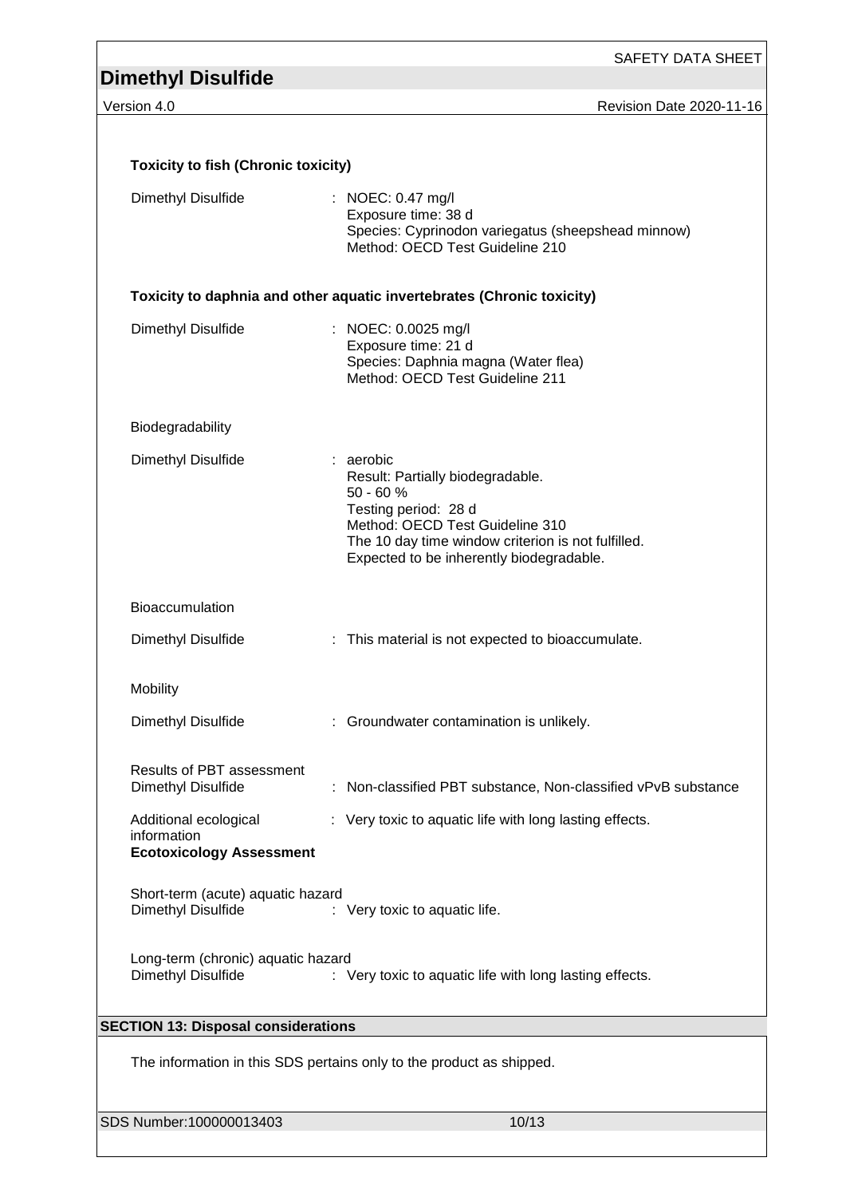**Toxicity to fish (Chronic toxicity)**

Dimethyl Disulfide : NOEC: 0.47 mg/l
Exposure time: 38 d
Species: Cyprinodon variegatus (sheepshead minnow)
Method: OECD Test Guideline 210

**Toxicity to daphnia and other aquatic invertebrates (Chronic toxicity)**

Dimethyl Disulfide : NOEC: 0.0025 mg/l
Exposure time: 21 d
Species: Daphnia magna (Water flea)
Method: OECD Test Guideline 211

Biodegradability

Dimethyl Disulfide : aerobic
Result: Partially biodegradable.
50 - 60 %
Testing period: 28 d
Method: OECD Test Guideline 310
The 10 day time window criterion is not fulfilled.
Expected to be inherently biodegradable.

Bioaccumulation

Dimethyl Disulfide : This material is not expected to bioaccumulate.

Mobility

Dimethyl Disulfide : Groundwater contamination is unlikely.

Results of PBT assessment
Dimethyl Disulfide : Non-classified PBT substance, Non-classified vPvB substance

Additional ecological information : Very toxic to aquatic life with long lasting effects.

**Ecotoxicology Assessment**

Short-term (acute) aquatic hazard
Dimethyl Disulfide : Very toxic to aquatic life.

Long-term (chronic) aquatic hazard
Dimethyl Disulfide : Very toxic to aquatic life with long lasting effects.

## SECTION 13: Disposal considerations

The information in this SDS pertains only to the product as shipped.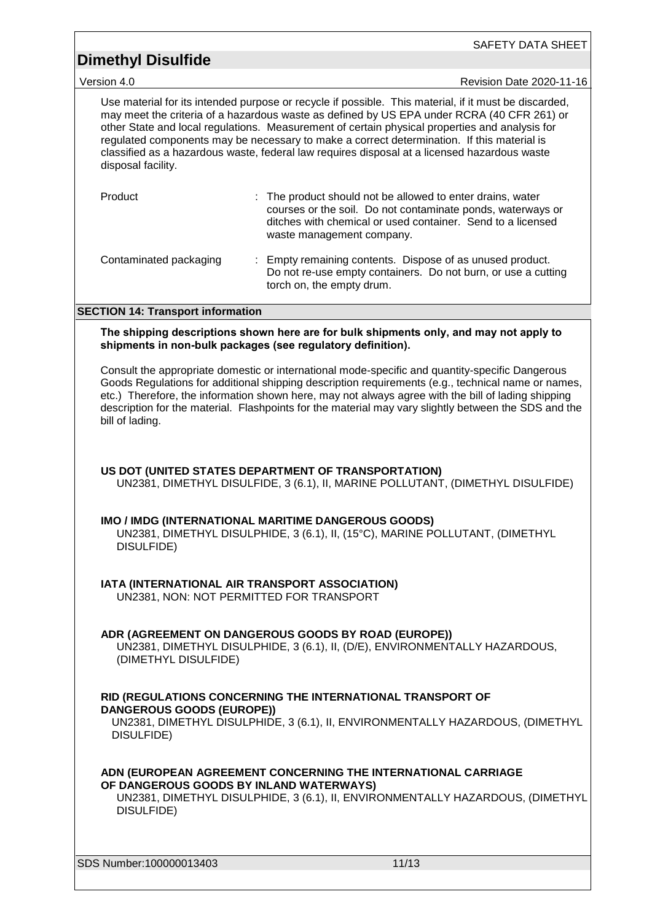Use material for its intended purpose or recycle if possible. This material, if it must be discarded, may meet the criteria of a hazardous waste as defined by US EPA under RCRA (40 CFR 261) or other State and local regulations. Measurement of certain physical properties and analysis for regulated components may be necessary to make a correct determination. If this material is classified as a hazardous waste, federal law requires disposal at a licensed hazardous waste disposal facility.

| | |
|---|---|
| Product | : The product should not be allowed to enter drains, water courses or the soil. Do not contaminate ponds, waterways or ditches with chemical or used container. Send to a licensed waste management company. |
| Contaminated packaging | : Empty remaining contents. Dispose of as unused product. Do not re-use empty containers. Do not burn, or use a cutting torch on, the empty drum. |

## SECTION 14: Transport information

**The shipping descriptions shown here are for bulk shipments only, and may not apply to shipments in non-bulk packages (see regulatory definition).**

Consult the appropriate domestic or international mode-specific and quantity-specific Dangerous Goods Regulations for additional shipping description requirements (e.g., technical name or names, etc.) Therefore, the information shown here, may not always agree with the bill of lading shipping description for the material. Flashpoints for the material may vary slightly between the SDS and the bill of lading.

**US DOT (UNITED STATES DEPARTMENT OF TRANSPORTATION)**
UN2381, DIMETHYL DISULFIDE, 3 (6.1), II, MARINE POLLUTANT, (DIMETHYL DISULFIDE)

**IMO / IMDG (INTERNATIONAL MARITIME DANGEROUS GOODS)**
UN2381, DIMETHYL DISULPHIDE, 3 (6.1), II, (15°C), MARINE POLLUTANT, (DIMETHYL DISULFIDE)

**IATA (INTERNATIONAL AIR TRANSPORT ASSOCIATION)**
UN2381, NON: NOT PERMITTED FOR TRANSPORT

**ADR (AGREEMENT ON DANGEROUS GOODS BY ROAD (EUROPE))**
UN2381, DIMETHYL DISULPHIDE, 3 (6.1), II, (D/E), ENVIRONMENTALLY HAZARDOUS, (DIMETHYL DISULFIDE)

**RID (REGULATIONS CONCERNING THE INTERNATIONAL TRANSPORT OF DANGEROUS GOODS (EUROPE))**
UN2381, DIMETHYL DISULPHIDE, 3 (6.1), II, ENVIRONMENTALLY HAZARDOUS, (DIMETHYL DISULFIDE)

**ADN (EUROPEAN AGREEMENT CONCERNING THE INTERNATIONAL CARRIAGE OF DANGEROUS GOODS BY INLAND WATERWAYS)**
UN2381, DIMETHYL DISULPHIDE, 3 (6.1), II, ENVIRONMENTALLY HAZARDOUS, (DIMETHYL DISULFIDE)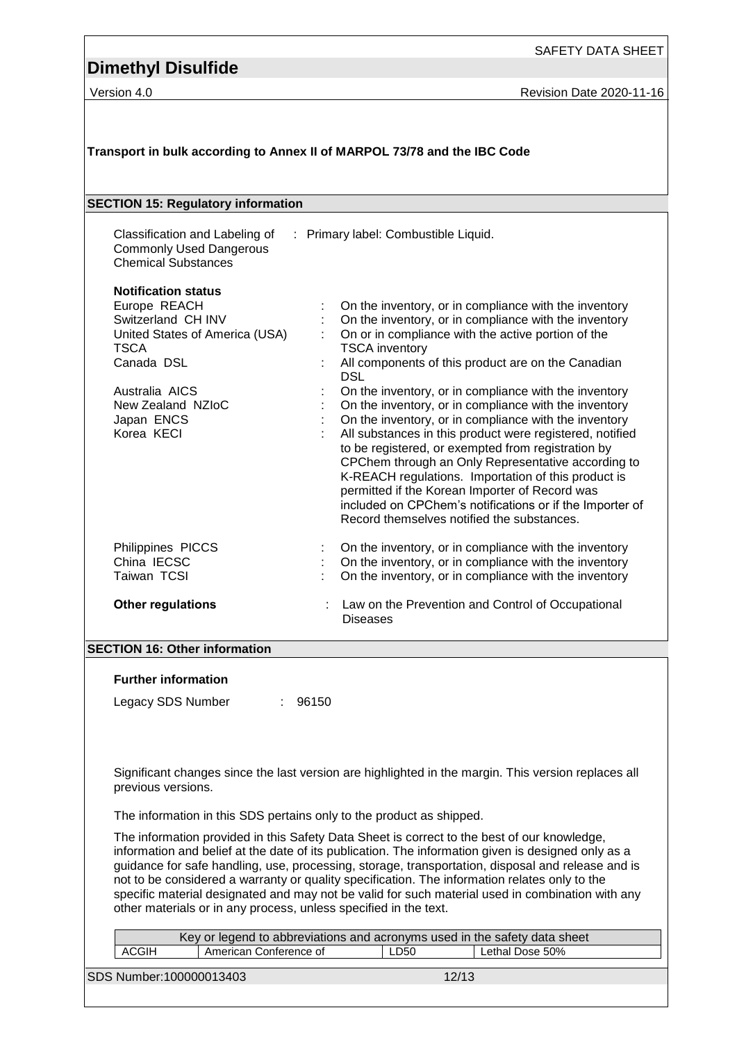**Transport in bulk according to Annex II of MARPOL 73/78 and the IBC Code**

## SECTION 15: Regulatory information

Classification and Labeling of Commonly Used Dangerous Chemical Substances : Primary label: Combustible Liquid.

**Notification status**

| | |
|---|---|
| Europe REACH | : On the inventory, or in compliance with the inventory |
| Switzerland CH INV | : On the inventory, or in compliance with the inventory |
| United States of America (USA) TSCA | : On or in compliance with the active portion of the TSCA inventory |
| Canada DSL | : All components of this product are on the Canadian DSL |
| Australia AICS | : On the inventory, or in compliance with the inventory |
| New Zealand NZIoC | : On the inventory, or in compliance with the inventory |
| Japan ENCS | : On the inventory, or in compliance with the inventory |
| Korea KECI | : All substances in this product were registered, notified to be registered, or exempted from registration by CPChem through an Only Representative according to K-REACH regulations. Importation of this product is permitted if the Korean Importer of Record was included on CPChem's notifications or if the Importer of Record themselves notified the substances. |
| Philippines PICCS | : On the inventory, or in compliance with the inventory |
| China IECSC | : On the inventory, or in compliance with the inventory |
| Taiwan TCSI | : On the inventory, or in compliance with the inventory |

**Other regulations** : Law on the Prevention and Control of Occupational Diseases

## SECTION 16: Other information

**Further information**

Legacy SDS Number : 96150

Significant changes since the last version are highlighted in the margin. This version replaces all previous versions.

The information in this SDS pertains only to the product as shipped.

The information provided in this Safety Data Sheet is correct to the best of our knowledge, information and belief at the date of its publication. The information given is designed only as a guidance for safe handling, use, processing, storage, transportation, disposal and release and is not to be considered a warranty or quality specification. The information relates only to the specific material designated and may not be valid for such material used in combination with any other materials or in any process, unless specified in the text.

| Key or legend to abbreviations and acronyms used in the safety data sheet | | | |
|---|---|---|---|
| ACGIH | American Conference of | LD50 | Lethal Dose 50% |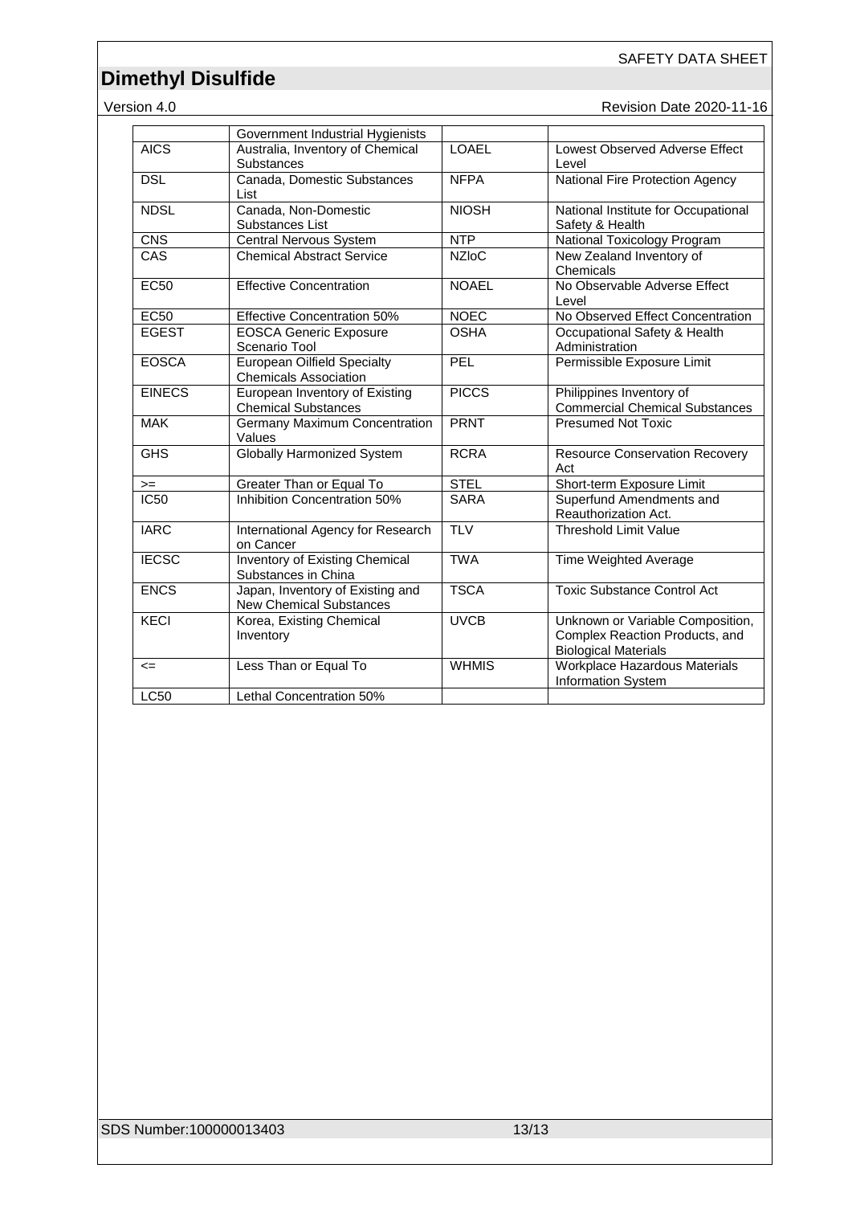| | | | |
|---|---|---|---|
| | Government Industrial Hygienists | | |
| AICS | Australia, Inventory of Chemical Substances | LOAEL | Lowest Observed Adverse Effect Level |
| DSL | Canada, Domestic Substances List | NFPA | National Fire Protection Agency |
| NDSL | Canada, Non-Domestic Substances List | NIOSH | National Institute for Occupational Safety & Health |
| CNS | Central Nervous System | NTP | National Toxicology Program |
| CAS | Chemical Abstract Service | NZloC | New Zealand Inventory of Chemicals |
| EC50 | Effective Concentration | NOAEL | No Observable Adverse Effect Level |
| EC50 | Effective Concentration 50% | NOEC | No Observed Effect Concentration |
| EGEST | EOSCA Generic Exposure Scenario Tool | OSHA | Occupational Safety & Health Administration |
| EOSCA | European Oilfield Specialty Chemicals Association | PEL | Permissible Exposure Limit |
| EINECS | European Inventory of Existing Chemical Substances | PICCS | Philippines Inventory of Commercial Chemical Substances |
| MAK | Germany Maximum Concentration Values | PRNT | Presumed Not Toxic |
| GHS | Globally Harmonized System | RCRA | Resource Conservation Recovery Act |
| >= | Greater Than or Equal To | STEL | Short-term Exposure Limit |
| IC50 | Inhibition Concentration 50% | SARA | Superfund Amendments and Reauthorization Act. |
| IARC | International Agency for Research on Cancer | TLV | Threshold Limit Value |
| IECSC | Inventory of Existing Chemical Substances in China | TWA | Time Weighted Average |
| ENCS | Japan, Inventory of Existing and New Chemical Substances | TSCA | Toxic Substance Control Act |
| KECI | Korea, Existing Chemical Inventory | UVCB | Unknown or Variable Composition, Complex Reaction Products, and Biological Materials |
| <= | Less Than or Equal To | WHMIS | Workplace Hazardous Materials Information System |
| LC50 | Lethal Concentration 50% | | |